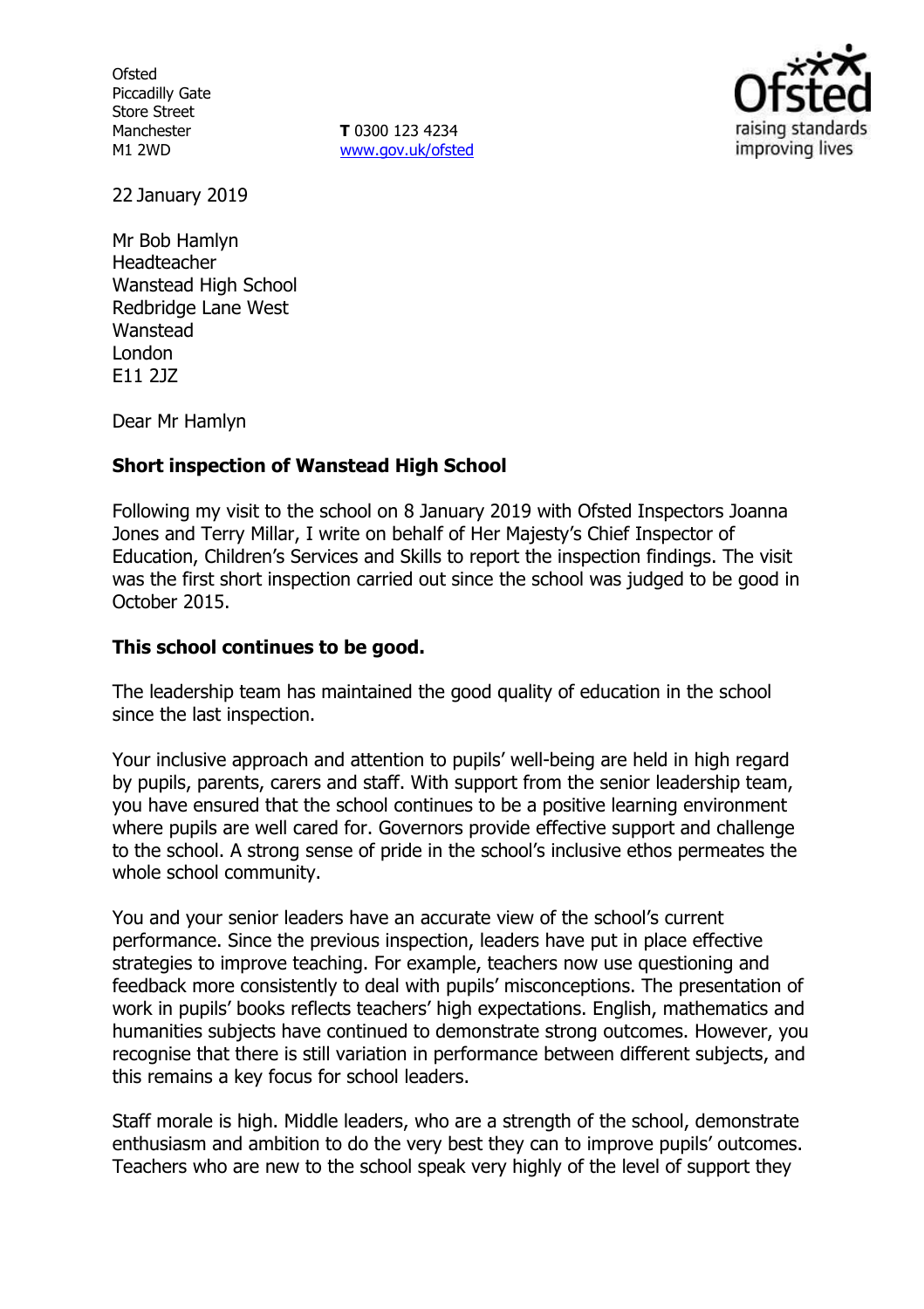Ofsted
Piccadilly Gate
Store Street
Manchester
M1 2WD

**T** 0300 123 4234
www.gov.uk/ofsted

22 January 2019

Mr Bob Hamlyn
Headteacher
Wanstead High School
Redbridge Lane West
Wanstead
London
E11 2JZ

Dear Mr Hamlyn

**Short inspection of Wanstead High School**

Following my visit to the school on 8 January 2019 with Ofsted Inspectors Joanna Jones and Terry Millar, I write on behalf of Her Majesty's Chief Inspector of Education, Children's Services and Skills to report the inspection findings. The visit was the first short inspection carried out since the school was judged to be good in October 2015.

**This school continues to be good.**

The leadership team has maintained the good quality of education in the school since the last inspection.

Your inclusive approach and attention to pupils' well-being are held in high regard by pupils, parents, carers and staff. With support from the senior leadership team, you have ensured that the school continues to be a positive learning environment where pupils are well cared for. Governors provide effective support and challenge to the school. A strong sense of pride in the school's inclusive ethos permeates the whole school community.

You and your senior leaders have an accurate view of the school's current performance. Since the previous inspection, leaders have put in place effective strategies to improve teaching. For example, teachers now use questioning and feedback more consistently to deal with pupils' misconceptions. The presentation of work in pupils' books reflects teachers' high expectations. English, mathematics and humanities subjects have continued to demonstrate strong outcomes. However, you recognise that there is still variation in performance between different subjects, and this remains a key focus for school leaders.

Staff morale is high. Middle leaders, who are a strength of the school, demonstrate enthusiasm and ambition to do the very best they can to improve pupils' outcomes. Teachers who are new to the school speak very highly of the level of support they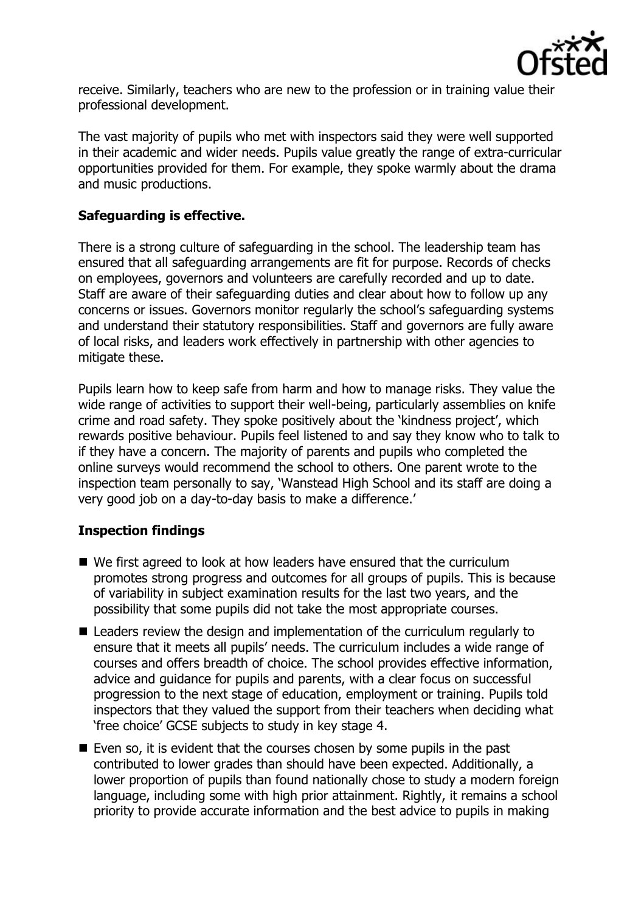receive. Similarly, teachers who are new to the profession or in training value their professional development.

The vast majority of pupils who met with inspectors said they were well supported in their academic and wider needs. Pupils value greatly the range of extra-curricular opportunities provided for them. For example, they spoke warmly about the drama and music productions.

**Safeguarding is effective.**

There is a strong culture of safeguarding in the school. The leadership team has ensured that all safeguarding arrangements are fit for purpose. Records of checks on employees, governors and volunteers are carefully recorded and up to date. Staff are aware of their safeguarding duties and clear about how to follow up any concerns or issues. Governors monitor regularly the school's safeguarding systems and understand their statutory responsibilities. Staff and governors are fully aware of local risks, and leaders work effectively in partnership with other agencies to mitigate these.

Pupils learn how to keep safe from harm and how to manage risks. They value the wide range of activities to support their well-being, particularly assemblies on knife crime and road safety. They spoke positively about the 'kindness project', which rewards positive behaviour. Pupils feel listened to and say they know who to talk to if they have a concern. The majority of parents and pupils who completed the online surveys would recommend the school to others. One parent wrote to the inspection team personally to say, 'Wanstead High School and its staff are doing a very good job on a day-to-day basis to make a difference.'

**Inspection findings**

- We first agreed to look at how leaders have ensured that the curriculum promotes strong progress and outcomes for all groups of pupils. This is because of variability in subject examination results for the last two years, and the possibility that some pupils did not take the most appropriate courses.
- Leaders review the design and implementation of the curriculum regularly to ensure that it meets all pupils' needs. The curriculum includes a wide range of courses and offers breadth of choice. The school provides effective information, advice and guidance for pupils and parents, with a clear focus on successful progression to the next stage of education, employment or training. Pupils told inspectors that they valued the support from their teachers when deciding what 'free choice' GCSE subjects to study in key stage 4.
- Even so, it is evident that the courses chosen by some pupils in the past contributed to lower grades than should have been expected. Additionally, a lower proportion of pupils than found nationally chose to study a modern foreign language, including some with high prior attainment. Rightly, it remains a school priority to provide accurate information and the best advice to pupils in making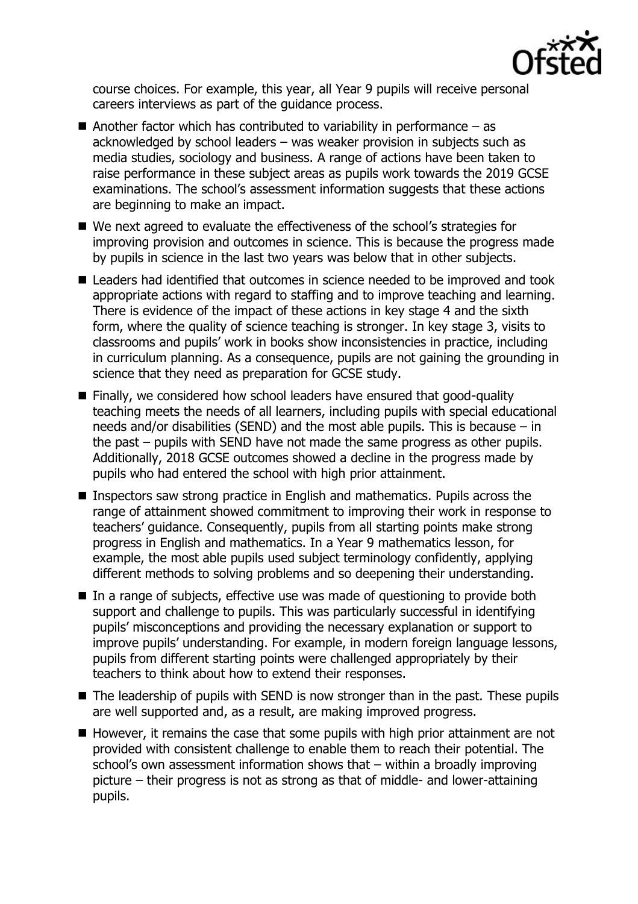course choices. For example, this year, all Year 9 pupils will receive personal careers interviews as part of the guidance process.

- Another factor which has contributed to variability in performance – as acknowledged by school leaders – was weaker provision in subjects such as media studies, sociology and business. A range of actions have been taken to raise performance in these subject areas as pupils work towards the 2019 GCSE examinations. The school's assessment information suggests that these actions are beginning to make an impact.
- We next agreed to evaluate the effectiveness of the school's strategies for improving provision and outcomes in science. This is because the progress made by pupils in science in the last two years was below that in other subjects.
- Leaders had identified that outcomes in science needed to be improved and took appropriate actions with regard to staffing and to improve teaching and learning. There is evidence of the impact of these actions in key stage 4 and the sixth form, where the quality of science teaching is stronger. In key stage 3, visits to classrooms and pupils' work in books show inconsistencies in practice, including in curriculum planning. As a consequence, pupils are not gaining the grounding in science that they need as preparation for GCSE study.
- Finally, we considered how school leaders have ensured that good-quality teaching meets the needs of all learners, including pupils with special educational needs and/or disabilities (SEND) and the most able pupils. This is because – in the past – pupils with SEND have not made the same progress as other pupils. Additionally, 2018 GCSE outcomes showed a decline in the progress made by pupils who had entered the school with high prior attainment.
- Inspectors saw strong practice in English and mathematics. Pupils across the range of attainment showed commitment to improving their work in response to teachers' guidance. Consequently, pupils from all starting points make strong progress in English and mathematics. In a Year 9 mathematics lesson, for example, the most able pupils used subject terminology confidently, applying different methods to solving problems and so deepening their understanding.
- In a range of subjects, effective use was made of questioning to provide both support and challenge to pupils. This was particularly successful in identifying pupils' misconceptions and providing the necessary explanation or support to improve pupils' understanding. For example, in modern foreign language lessons, pupils from different starting points were challenged appropriately by their teachers to think about how to extend their responses.
- The leadership of pupils with SEND is now stronger than in the past. These pupils are well supported and, as a result, are making improved progress.
- However, it remains the case that some pupils with high prior attainment are not provided with consistent challenge to enable them to reach their potential. The school's own assessment information shows that – within a broadly improving picture – their progress is not as strong as that of middle- and lower-attaining pupils.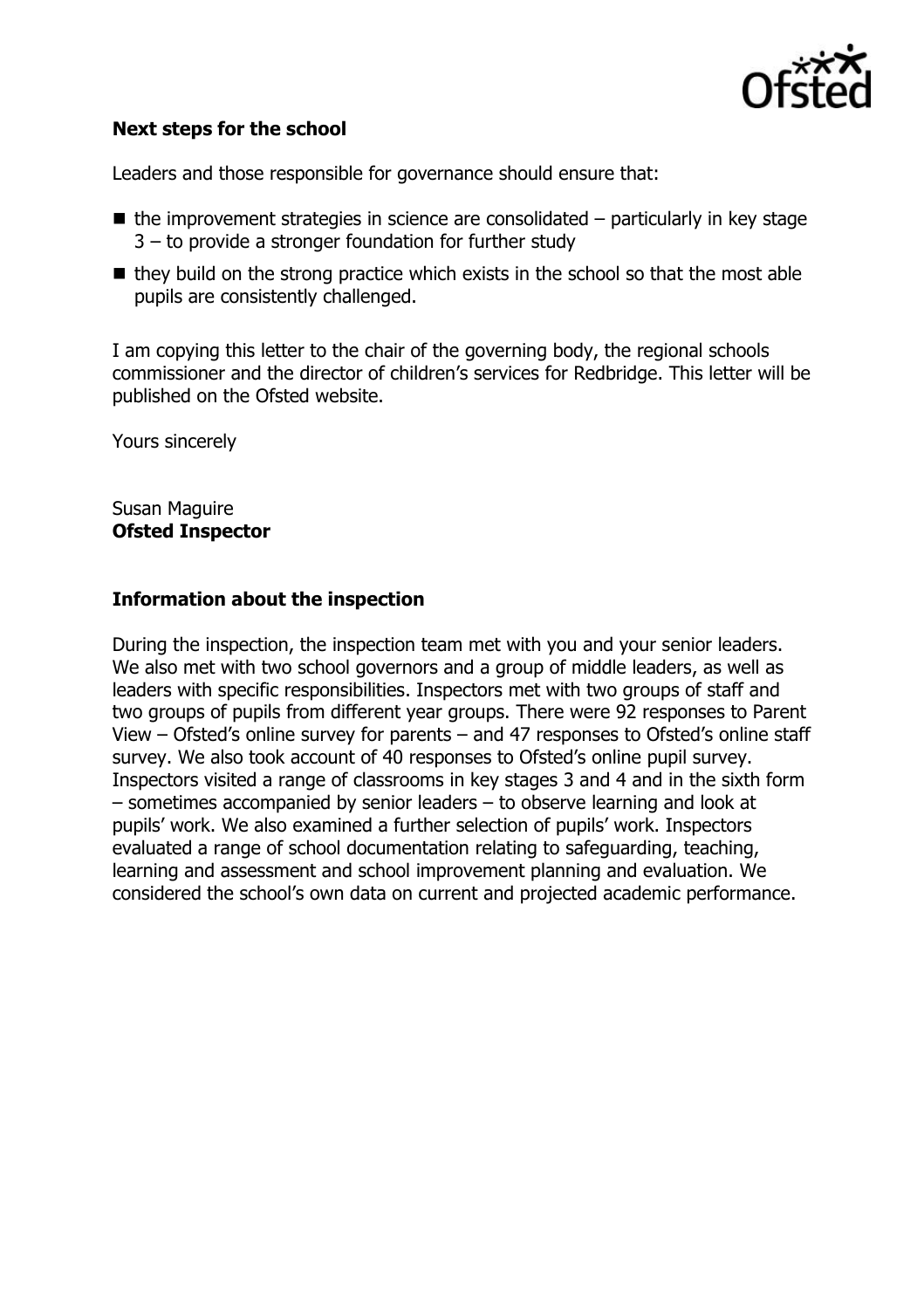**Next steps for the school**

Leaders and those responsible for governance should ensure that:

- the improvement strategies in science are consolidated – particularly in key stage 3 – to provide a stronger foundation for further study
- they build on the strong practice which exists in the school so that the most able pupils are consistently challenged.

I am copying this letter to the chair of the governing body, the regional schools commissioner and the director of children's services for Redbridge. This letter will be published on the Ofsted website.

Yours sincerely

Susan Maguire
**Ofsted Inspector**

## Information about the inspection

During the inspection, the inspection team met with you and your senior leaders. We also met with two school governors and a group of middle leaders, as well as leaders with specific responsibilities. Inspectors met with two groups of staff and two groups of pupils from different year groups. There were 92 responses to Parent View – Ofsted's online survey for parents – and 47 responses to Ofsted's online staff survey. We also took account of 40 responses to Ofsted's online pupil survey. Inspectors visited a range of classrooms in key stages 3 and 4 and in the sixth form – sometimes accompanied by senior leaders – to observe learning and look at pupils' work. We also examined a further selection of pupils' work. Inspectors evaluated a range of school documentation relating to safeguarding, teaching, learning and assessment and school improvement planning and evaluation. We considered the school's own data on current and projected academic performance.